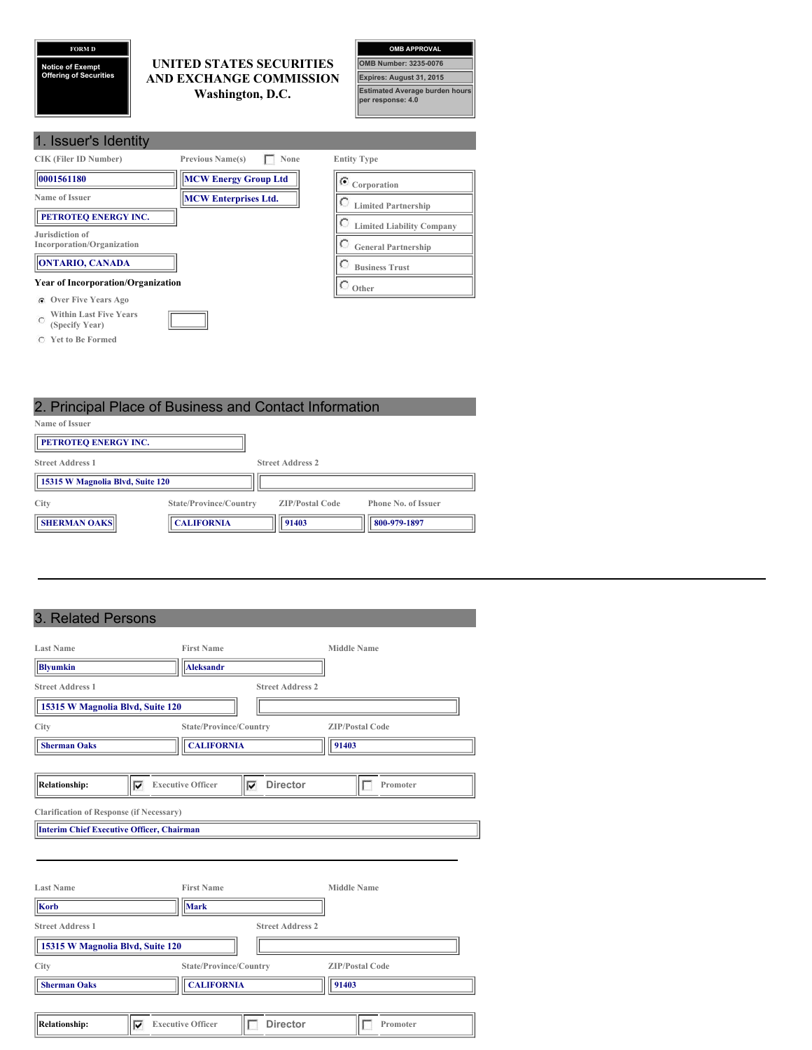**FORM D**

**Notice of Exempt Offering of Securities**

# UNITED STATES SECURITIES AND EXCHANGE COMMISSION
Washington, D.C.

| OMB APPROVAL |
|---|
| OMB Number: 3235-0076 |
| Expires: August 31, 2015 |
| Estimated Average burden hours per response: 4.0 |

## 1. Issuer's Identity

| CIK (Filer ID Number) | Previous Name(s) ☐ None | Entity Type |
|---|---|---|
| 0001561180 | MCW Energy Group Ltd | ◉ Corporation |
| | MCW Enterprises Ltd. | ○ Limited Partnership |
| **Name of Issuer** | | ○ Limited Liability Company |
| PETROTEQ ENERGY INC. | | ○ General Partnership |
| **Jurisdiction of Incorporation/Organization** | | ○ Business Trust |
| ONTARIO, CANADA | | ○ Other |

**Year of Incorporation/Organization**

- ◉ Over Five Years Ago
- ○ Within Last Five Years (Specify Year)
- ○ Yet to Be Formed

## 2. Principal Place of Business and Contact Information

| Name of Issuer | |
|---|---|
| PETROTEQ ENERGY INC. | |

| Street Address 1 | Street Address 2 |
|---|---|
| 15315 W Magnolia Blvd, Suite 120 | |

| City | State/Province/Country | ZIP/Postal Code | Phone No. of Issuer |
|---|---|---|---|
| SHERMAN OAKS | CALIFORNIA | 91403 | 800-979-1897 |

## 3. Related Persons

| Last Name | First Name | Middle Name |
|---|---|---|
| Blyumkin | Aleksandr | |

| Street Address 1 | Street Address 2 |
|---|---|
| 15315 W Magnolia Blvd, Suite 120 | |

| City | State/Province/Country | ZIP/Postal Code |
|---|---|---|
| Sherman Oaks | CALIFORNIA | 91403 |

| Relationship: | ☑ Executive Officer | ☑ Director | ☐ Promoter |
|---|---|---|---|

Clarification of Response (if Necessary)

Interim Chief Executive Officer, Chairman

---

| Last Name | First Name | Middle Name |
|---|---|---|
| Korb | Mark | |

| Street Address 1 | Street Address 2 |
|---|---|
| 15315 W Magnolia Blvd, Suite 120 | |

| City | State/Province/Country | ZIP/Postal Code |
|---|---|---|
| Sherman Oaks | CALIFORNIA | 91403 |

| Relationship: | ☑ Executive Officer | ☐ Director | ☐ Promoter |
|---|---|---|---|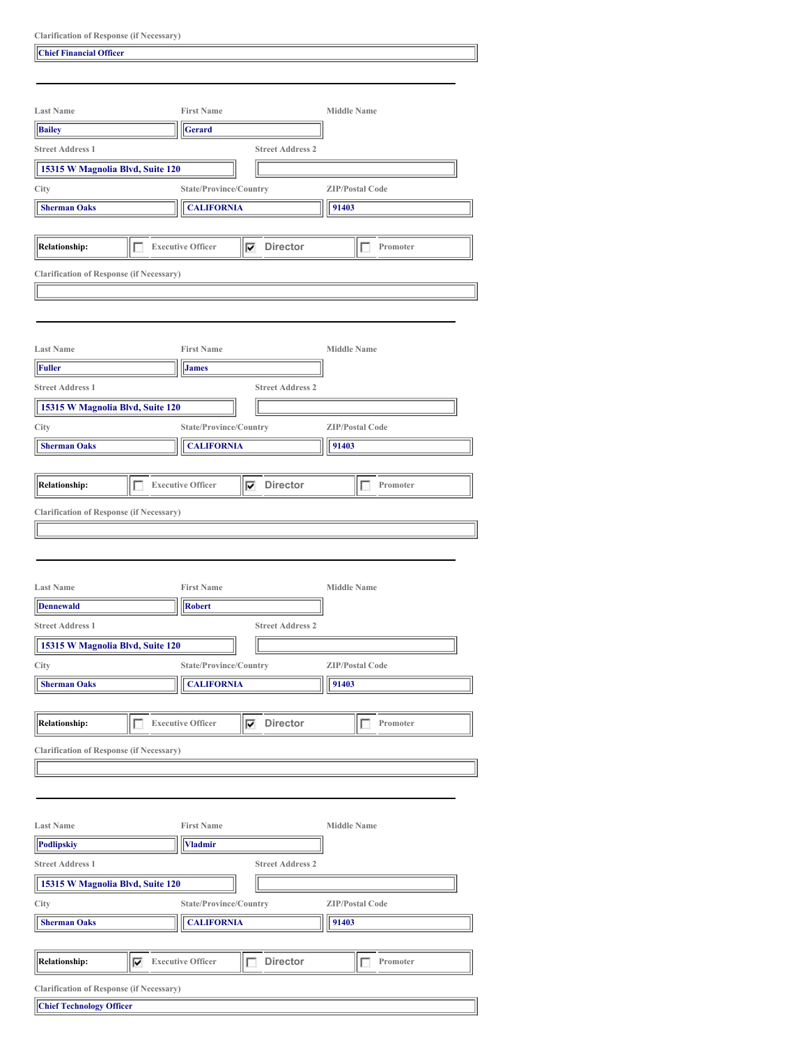Clarification of Response (if Necessary)

Chief Financial Officer

---

| Last Name | First Name | Middle Name |
|---|---|---|
| Bailey | Gerard | |

| Street Address 1 | Street Address 2 |
|---|---|
| 15315 W Magnolia Blvd, Suite 120 | |

| City | State/Province/Country | ZIP/Postal Code |
|---|---|---|
| Sherman Oaks | CALIFORNIA | 91403 |

| Relationship: | ☐ Executive Officer | ☑ Director | ☐ Promoter |
|---|---|---|---|

Clarification of Response (if Necessary)

---

| Last Name | First Name | Middle Name |
|---|---|---|
| Fuller | James | |

| Street Address 1 | Street Address 2 |
|---|---|
| 15315 W Magnolia Blvd, Suite 120 | |

| City | State/Province/Country | ZIP/Postal Code |
|---|---|---|
| Sherman Oaks | CALIFORNIA | 91403 |

| Relationship: | ☐ Executive Officer | ☑ Director | ☐ Promoter |
|---|---|---|---|

Clarification of Response (if Necessary)

---

| Last Name | First Name | Middle Name |
|---|---|---|
| Dennewald | Robert | |

| Street Address 1 | Street Address 2 |
|---|---|
| 15315 W Magnolia Blvd, Suite 120 | |

| City | State/Province/Country | ZIP/Postal Code |
|---|---|---|
| Sherman Oaks | CALIFORNIA | 91403 |

| Relationship: | ☐ Executive Officer | ☑ Director | ☐ Promoter |
|---|---|---|---|

Clarification of Response (if Necessary)

---

| Last Name | First Name | Middle Name |
|---|---|---|
| Podlipskiy | Vladmir | |

| Street Address 1 | Street Address 2 |
|---|---|
| 15315 W Magnolia Blvd, Suite 120 | |

| City | State/Province/Country | ZIP/Postal Code |
|---|---|---|
| Sherman Oaks | CALIFORNIA | 91403 |

| Relationship: | ☑ Executive Officer | ☐ Director | ☐ Promoter |
|---|---|---|---|

Clarification of Response (if Necessary)

Chief Technology Officer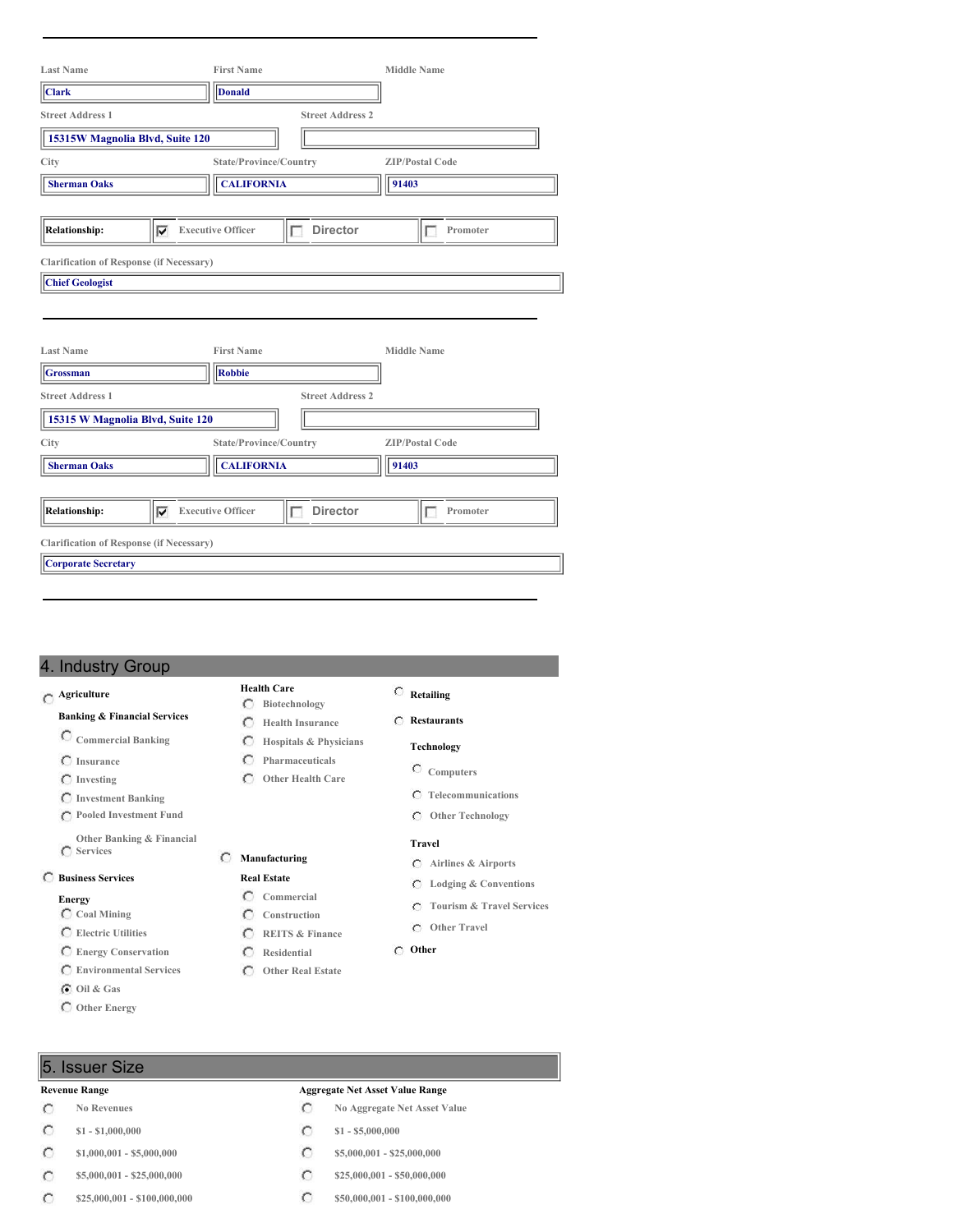| Last Name | First Name | Middle Name |
|---|---|---|
| Clark | Donald | |

| Street Address 1 | Street Address 2 |
|---|---|
| 15315W Magnolia Blvd, Suite 120 | |

| City | State/Province/Country | ZIP/Postal Code |
|---|---|---|
| Sherman Oaks | CALIFORNIA | 91403 |

| Relationship: | ☑ Executive Officer | ☐ Director | ☐ Promoter |
|---|---|---|---|

Clarification of Response (if Necessary)

Chief Geologist

---

| Last Name | First Name | Middle Name |
|---|---|---|
| Grossman | Robbie | |

| Street Address 1 | Street Address 2 |
|---|---|
| 15315 W Magnolia Blvd, Suite 120 | |

| City | State/Province/Country | ZIP/Postal Code |
|---|---|---|
| Sherman Oaks | CALIFORNIA | 91403 |

| Relationship: | ☑ Executive Officer | ☐ Director | ☐ Promoter |
|---|---|---|---|

Clarification of Response (if Necessary)

Corporate Secretary

---

## 4. Industry Group

- ○ Agriculture
- **Banking & Financial Services**
  - ○ Commercial Banking
  - ○ Insurance
  - ○ Investing
  - ○ Investment Banking
  - ○ Pooled Investment Fund
  - ○ Other Banking & Financial Services
- ○ Business Services
- **Energy**
  - ○ Coal Mining
  - ○ Electric Utilities
  - ○ Energy Conservation
  - ○ Environmental Services
  - ◉ Oil & Gas
  - ○ Other Energy
- **Health Care**
  - ○ Biotechnology
  - ○ Health Insurance
  - ○ Hospitals & Physicians
  - ○ Pharmaceuticals
  - ○ Other Health Care
- ○ Manufacturing
- **Real Estate**
  - ○ Commercial
  - ○ Construction
  - ○ REITS & Finance
  - ○ Residential
  - ○ Other Real Estate
- ○ Retailing
- ○ Restaurants
- **Technology**
  - ○ Computers
  - ○ Telecommunications
  - ○ Other Technology
- **Travel**
  - ○ Airlines & Airports
  - ○ Lodging & Conventions
  - ○ Tourism & Travel Services
  - ○ Other Travel
- ○ Other

## 5. Issuer Size

| Revenue Range | Aggregate Net Asset Value Range |
|---|---|
| ○ No Revenues | ○ No Aggregate Net Asset Value |
| ○ $1 - $1,000,000 | ○ $1 - $5,000,000 |
| ○ $1,000,001 - $5,000,000 | ○ $5,000,001 - $25,000,000 |
| ○ $5,000,001 - $25,000,000 | ○ $25,000,001 - $50,000,000 |
| ○ $25,000,001 - $100,000,000 | ○ $50,000,001 - $100,000,000 |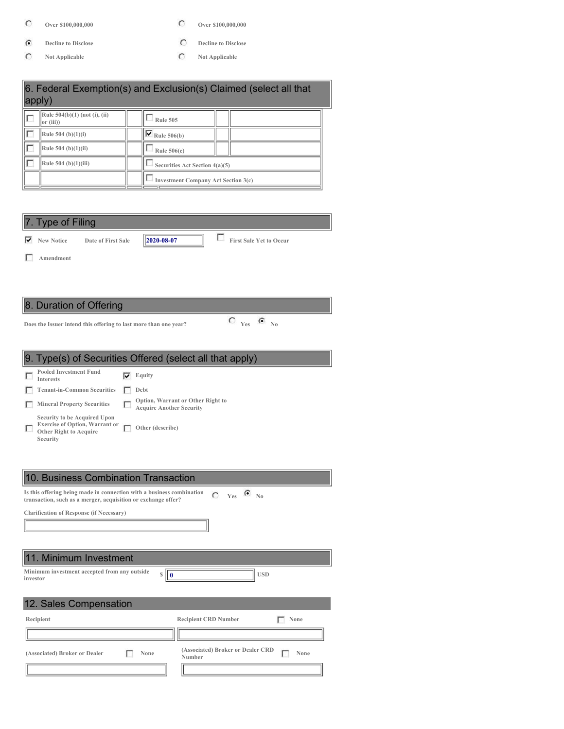| | |
|---|---|
| ○ Over $100,000,000 | ○ Over $100,000,000 |
| ◉ Decline to Disclose | ○ Decline to Disclose |
| ○ Not Applicable | ○ Not Applicable |

## 6. Federal Exemption(s) and Exclusion(s) Claimed (select all that apply)

| | | | | | |
|---|---|---|---|---|---|
| ☐ | Rule 504(b)(1) (not (i), (ii) or (iii)) | | ☐ Rule 505 | | |
| ☐ | Rule 504 (b)(1)(i) | | ☑ Rule 506(b) | | |
| ☐ | Rule 504 (b)(1)(ii) | | ☐ Rule 506(c) | | |
| ☐ | Rule 504 (b)(1)(iii) | | ☐ Securities Act Section 4(a)(5) | | |
| | | | ☐ Investment Company Act Section 3(c) | | |

## 7. Type of Filing

☑ New Notice Date of First Sale **2020-08-07** ☐ First Sale Yet to Occur

☐ Amendment

## 8. Duration of Offering

Does the Issuer intend this offering to last more than one year? ○ Yes ◉ No

## 9. Type(s) of Securities Offered (select all that apply)

| | |
|---|---|
| ☐ Pooled Investment Fund Interests | ☑ Equity |
| ☐ Tenant-in-Common Securities | ☐ Debt |
| ☐ Mineral Property Securities | ☐ Option, Warrant or Other Right to Acquire Another Security |
| ☐ Security to be Acquired Upon Exercise of Option, Warrant or Other Right to Acquire Security | ☐ Other (describe) |

## 10. Business Combination Transaction

Is this offering being made in connection with a business combination transaction, such as a merger, acquisition or exchange offer? ○ Yes ◉ No

Clarification of Response (if Necessary)

## 11. Minimum Investment

Minimum investment accepted from any outside investor $ **0** USD

## 12. Sales Compensation

| Recipient | Recipient CRD Number ☐ None |
|---|---|
| | |

| (Associated) Broker or Dealer ☐ None | (Associated) Broker or Dealer CRD Number ☐ None |
|---|---|
| | |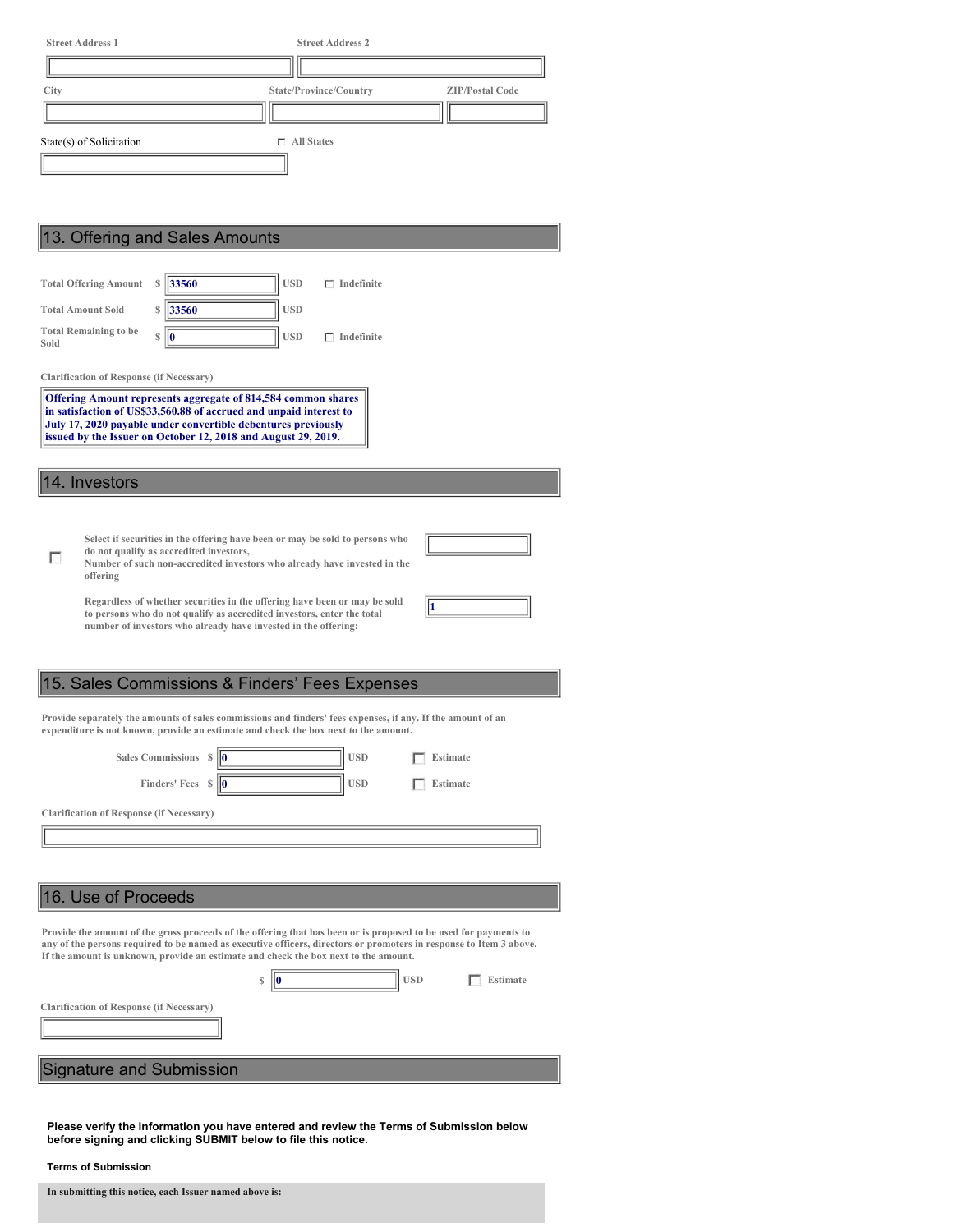| Street Address 1 | Street Address 2 | |
|---|---|---|
| | | |
| **City** | **State/Province/Country** | **ZIP/Postal Code** |
| | | |

State(s) of Solicitation ☐ All States

## 13. Offering and Sales Amounts

| | | | |
|---|---|---|---|
| **Total Offering Amount** | $ 33560 | USD | ☐ Indefinite |
| **Total Amount Sold** | $ 33560 | USD | |
| **Total Remaining to be Sold** | $ 0 | USD | ☐ Indefinite |

**Clarification of Response (if Necessary)**

**Offering Amount represents aggregate of 814,584 common shares in satisfaction of US$33,560.88 of accrued and unpaid interest to July 17, 2020 payable under convertible debentures previously issued by the Issuer on October 12, 2018 and August 29, 2019.**

## 14. Investors

☐ Select if securities in the offering have been or may be sold to persons who do not qualify as accredited investors,
Number of such non-accredited investors who already have invested in the offering

Regardless of whether securities in the offering have been or may be sold to persons who do not qualify as accredited investors, enter the total number of investors who already have invested in the offering: **1**

## 15. Sales Commissions & Finders' Fees Expenses

Provide separately the amounts of sales commissions and finders' fees expenses, if any. If the amount of an expenditure is not known, provide an estimate and check the box next to the amount.

| | | | |
|---|---|---|---|
| **Sales Commissions** | $ 0 | USD | ☐ Estimate |
| **Finders' Fees** | $ 0 | USD | ☐ Estimate |

**Clarification of Response (if Necessary)**

## 16. Use of Proceeds

Provide the amount of the gross proceeds of the offering that has been or is proposed to be used for payments to any of the persons required to be named as executive officers, directors or promoters in response to Item 3 above. If the amount is unknown, provide an estimate and check the box next to the amount.

$ 0 USD ☐ Estimate

**Clarification of Response (if Necessary)**

## Signature and Submission

**Please verify the information you have entered and review the Terms of Submission below before signing and clicking SUBMIT below to file this notice.**

**Terms of Submission**

**In submitting this notice, each Issuer named above is:**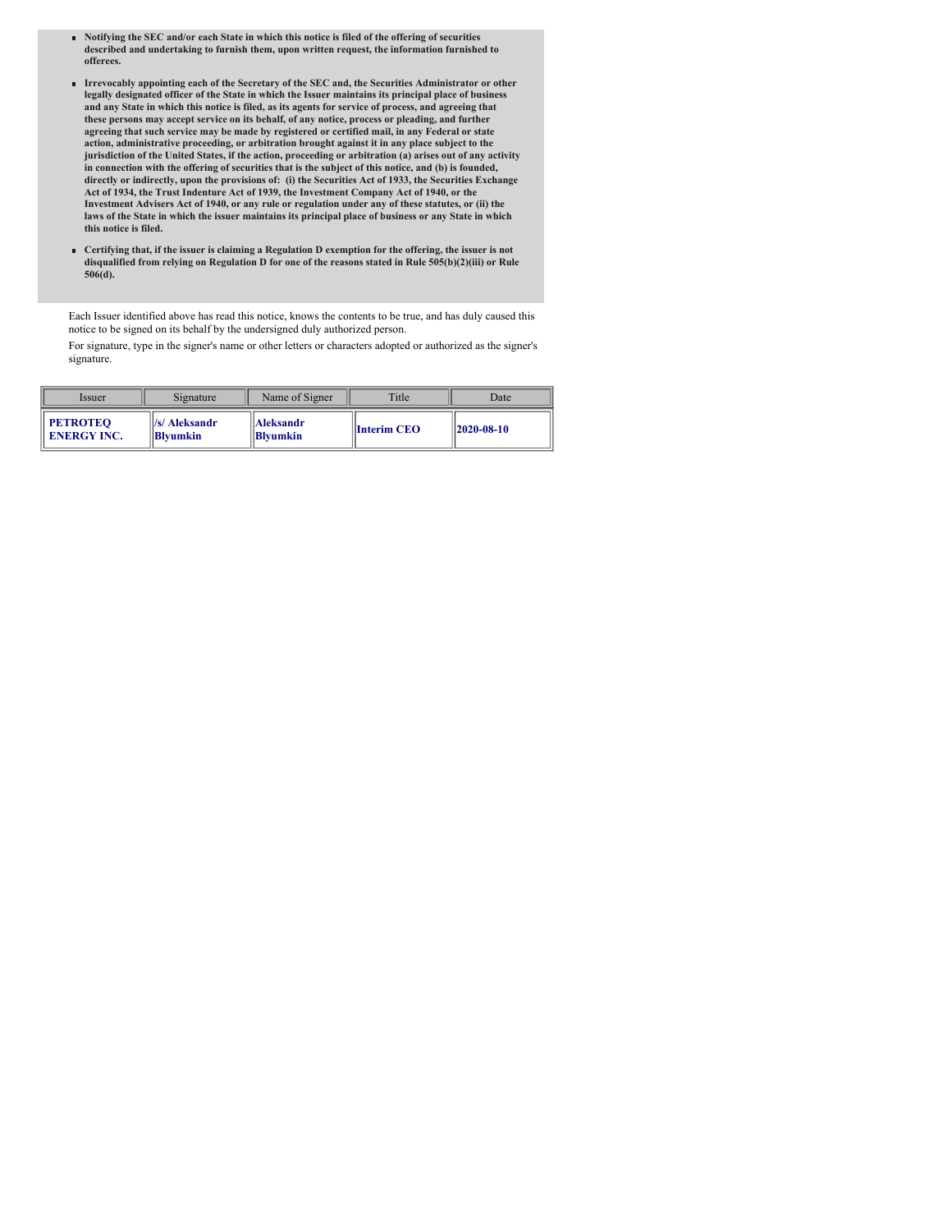- **Notifying the SEC and/or each State in which this notice is filed of the offering of securities described and undertaking to furnish them, upon written request, the information furnished to offerees.**

- **Irrevocably appointing each of the Secretary of the SEC and, the Securities Administrator or other legally designated officer of the State in which the Issuer maintains its principal place of business and any State in which this notice is filed, as its agents for service of process, and agreeing that these persons may accept service on its behalf, of any notice, process or pleading, and further agreeing that such service may be made by registered or certified mail, in any Federal or state action, administrative proceeding, or arbitration brought against it in any place subject to the jurisdiction of the United States, if the action, proceeding or arbitration (a) arises out of any activity in connection with the offering of securities that is the subject of this notice, and (b) is founded, directly or indirectly, upon the provisions of: (i) the Securities Act of 1933, the Securities Exchange Act of 1934, the Trust Indenture Act of 1939, the Investment Company Act of 1940, or the Investment Advisers Act of 1940, or any rule or regulation under any of these statutes, or (ii) the laws of the State in which the issuer maintains its principal place of business or any State in which this notice is filed.**

- **Certifying that, if the issuer is claiming a Regulation D exemption for the offering, the issuer is not disqualified from relying on Regulation D for one of the reasons stated in Rule 505(b)(2)(iii) or Rule 506(d).**

Each Issuer identified above has read this notice, knows the contents to be true, and has duly caused this notice to be signed on its behalf by the undersigned duly authorized person.

For signature, type in the signer's name or other letters or characters adopted or authorized as the signer's signature.

| Issuer | Signature | Name of Signer | Title | Date |
|---|---|---|---|---|
| **PETROTEQ ENERGY INC.** | **/s/ Aleksandr Blyumkin** | **Aleksandr Blyumkin** | **Interim CEO** | **2020-08-10** |